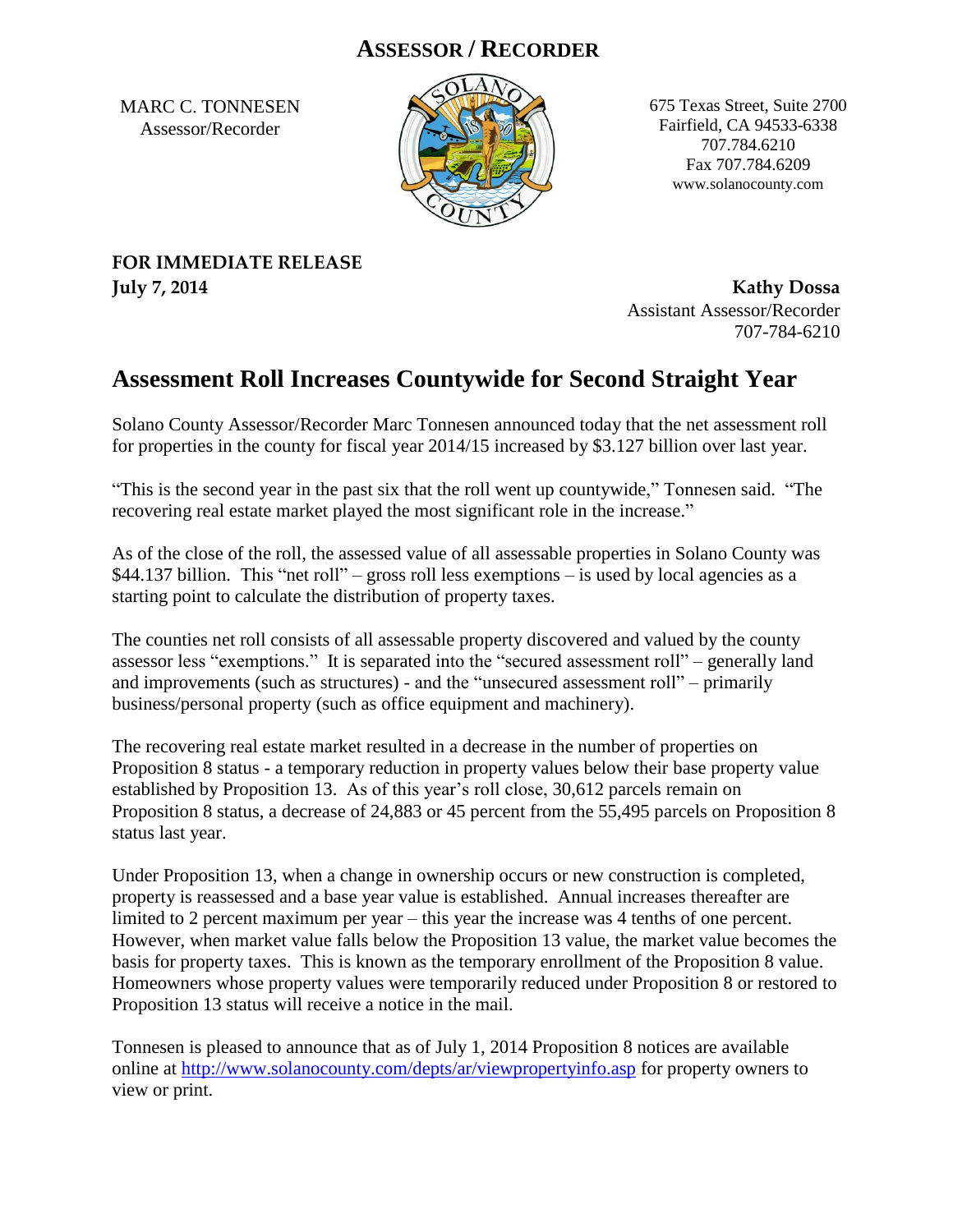# ASSESSOR / RECORDER

MARC C. TONNESEN
Assessor/Recorder

675 Texas Street, Suite 2700
Fairfield, CA 94533-6338
707.784.6210
Fax 707.784.6209
www.solanocounty.com

**FOR IMMEDIATE RELEASE**
**July 7, 2014**

**Kathy Dossa**
Assistant Assessor/Recorder
707-784-6210

## Assessment Roll Increases Countywide for Second Straight Year

Solano County Assessor/Recorder Marc Tonnesen announced today that the net assessment roll for properties in the county for fiscal year 2014/15 increased by $3.127 billion over last year.

"This is the second year in the past six that the roll went up countywide," Tonnesen said. "The recovering real estate market played the most significant role in the increase."

As of the close of the roll, the assessed value of all assessable properties in Solano County was $44.137 billion. This "net roll" – gross roll less exemptions – is used by local agencies as a starting point to calculate the distribution of property taxes.

The counties net roll consists of all assessable property discovered and valued by the county assessor less "exemptions." It is separated into the "secured assessment roll" – generally land and improvements (such as structures) - and the "unsecured assessment roll" – primarily business/personal property (such as office equipment and machinery).

The recovering real estate market resulted in a decrease in the number of properties on Proposition 8 status - a temporary reduction in property values below their base property value established by Proposition 13. As of this year's roll close, 30,612 parcels remain on Proposition 8 status, a decrease of 24,883 or 45 percent from the 55,495 parcels on Proposition 8 status last year.

Under Proposition 13, when a change in ownership occurs or new construction is completed, property is reassessed and a base year value is established. Annual increases thereafter are limited to 2 percent maximum per year – this year the increase was 4 tenths of one percent. However, when market value falls below the Proposition 13 value, the market value becomes the basis for property taxes. This is known as the temporary enrollment of the Proposition 8 value. Homeowners whose property values were temporarily reduced under Proposition 8 or restored to Proposition 13 status will receive a notice in the mail.

Tonnesen is pleased to announce that as of July 1, 2014 Proposition 8 notices are available online at [http://www.solanocounty.com/depts/ar/viewpropertyinfo.asp](http://www.solanocounty.com/depts/ar/viewpropertyinfo.asp) for property owners to view or print.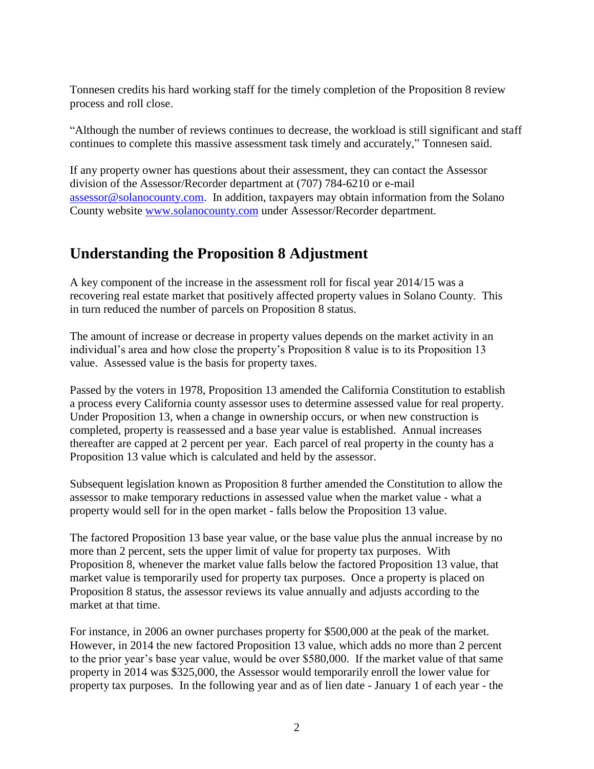Tonnesen credits his hard working staff for the timely completion of the Proposition 8 review process and roll close.

"Although the number of reviews continues to decrease, the workload is still significant and staff continues to complete this massive assessment task timely and accurately," Tonnesen said.

If any property owner has questions about their assessment, they can contact the Assessor division of the Assessor/Recorder department at (707) 784-6210 or e-mail assessor@solanocounty.com. In addition, taxpayers may obtain information from the Solano County website www.solanocounty.com under Assessor/Recorder department.

## Understanding the Proposition 8 Adjustment

A key component of the increase in the assessment roll for fiscal year 2014/15 was a recovering real estate market that positively affected property values in Solano County. This in turn reduced the number of parcels on Proposition 8 status.

The amount of increase or decrease in property values depends on the market activity in an individual's area and how close the property's Proposition 8 value is to its Proposition 13 value. Assessed value is the basis for property taxes.

Passed by the voters in 1978, Proposition 13 amended the California Constitution to establish a process every California county assessor uses to determine assessed value for real property. Under Proposition 13, when a change in ownership occurs, or when new construction is completed, property is reassessed and a base year value is established. Annual increases thereafter are capped at 2 percent per year. Each parcel of real property in the county has a Proposition 13 value which is calculated and held by the assessor.

Subsequent legislation known as Proposition 8 further amended the Constitution to allow the assessor to make temporary reductions in assessed value when the market value - what a property would sell for in the open market - falls below the Proposition 13 value.

The factored Proposition 13 base year value, or the base value plus the annual increase by no more than 2 percent, sets the upper limit of value for property tax purposes. With Proposition 8, whenever the market value falls below the factored Proposition 13 value, that market value is temporarily used for property tax purposes. Once a property is placed on Proposition 8 status, the assessor reviews its value annually and adjusts according to the market at that time.

For instance, in 2006 an owner purchases property for $500,000 at the peak of the market. However, in 2014 the new factored Proposition 13 value, which adds no more than 2 percent to the prior year's base year value, would be over $580,000. If the market value of that same property in 2014 was $325,000, the Assessor would temporarily enroll the lower value for property tax purposes. In the following year and as of lien date - January 1 of each year - the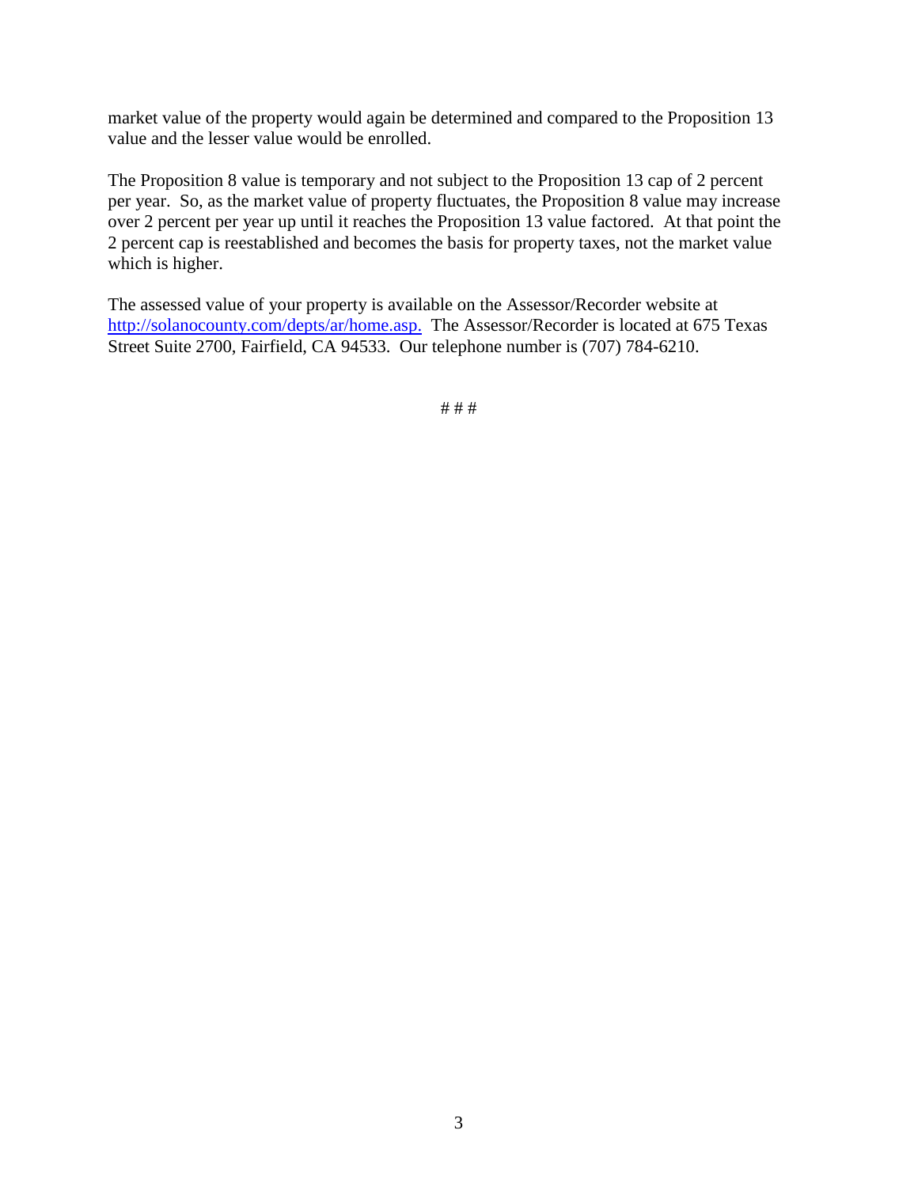market value of the property would again be determined and compared to the Proposition 13 value and the lesser value would be enrolled.

The Proposition 8 value is temporary and not subject to the Proposition 13 cap of 2 percent per year. So, as the market value of property fluctuates, the Proposition 8 value may increase over 2 percent per year up until it reaches the Proposition 13 value factored. At that point the 2 percent cap is reestablished and becomes the basis for property taxes, not the market value which is higher.

The assessed value of your property is available on the Assessor/Recorder website at [http://solanocounty.com/depts/ar/home.asp.](http://solanocounty.com/depts/ar/home.asp) The Assessor/Recorder is located at 675 Texas Street Suite 2700, Fairfield, CA 94533. Our telephone number is (707) 784-6210.

# # #